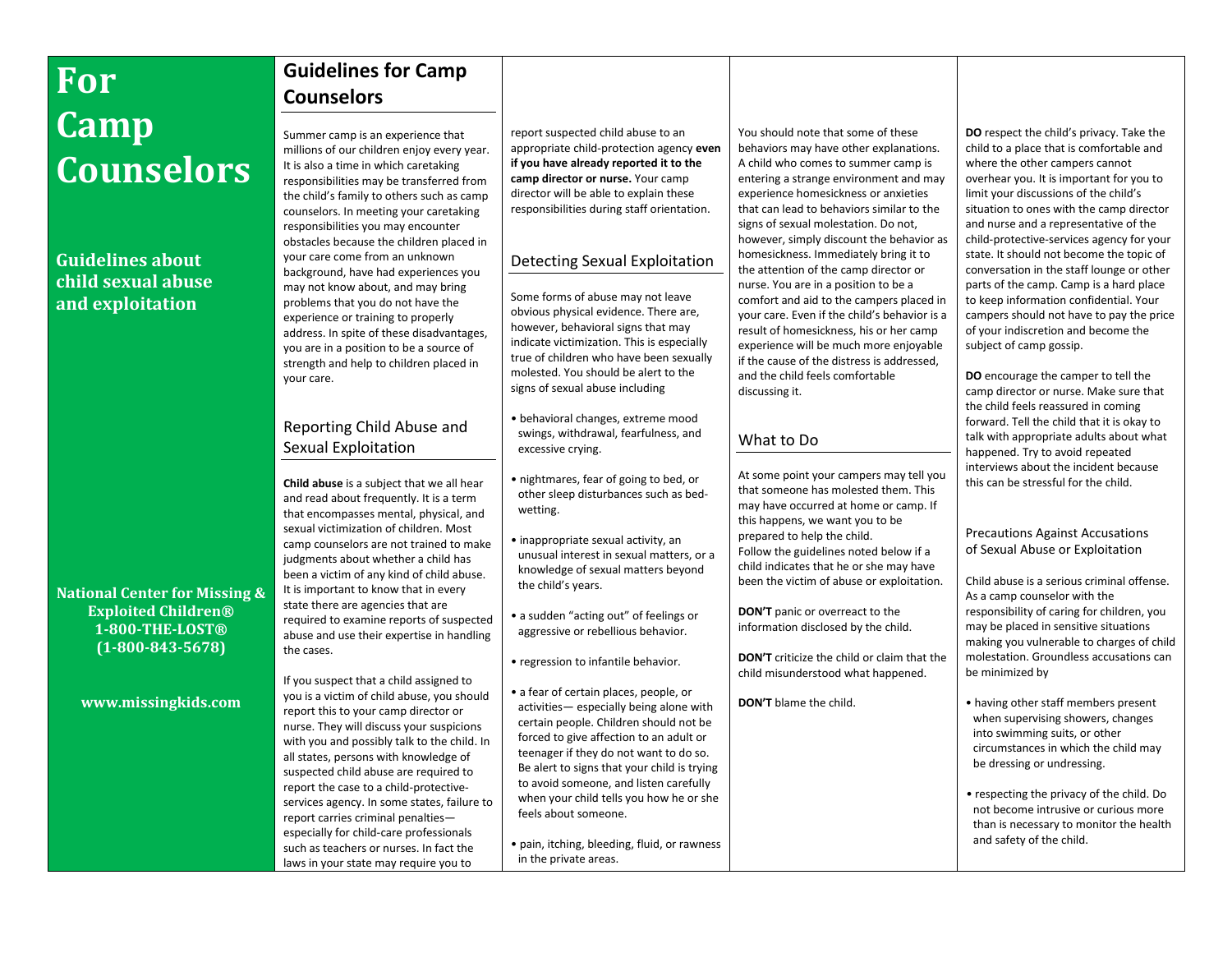# For Camp Counselors

**Guidelines about child sexual abuse and exploitation**

**National Center for Missing & Exploited Children®**
**1-800-THE-LOST®**
**(1-800-843-5678)**

**www.missingkids.com**

## Guidelines for Camp Counselors

Summer camp is an experience that millions of our children enjoy every year. It is also a time in which caretaking responsibilities may be transferred from the child's family to others such as camp counselors. In meeting your caretaking responsibilities you may encounter obstacles because the children placed in your care come from an unknown background, have had experiences you may not know about, and may bring problems that you do not have the experience or training to properly address. In spite of these disadvantages, you are in a position to be a source of strength and help to children placed in your care.

### Reporting Child Abuse and Sexual Exploitation

**Child abuse** is a subject that we all hear and read about frequently. It is a term that encompasses mental, physical, and sexual victimization of children. Most camp counselors are not trained to make judgments about whether a child has been a victim of any kind of child abuse. It is important to know that in every state there are agencies that are required to examine reports of suspected abuse and use their expertise in handling the cases.

If you suspect that a child assigned to you is a victim of child abuse, you should report this to your camp director or nurse. They will discuss your suspicions with you and possibly talk to the child. In all states, persons with knowledge of suspected child abuse are required to report the case to a child-protective-services agency. In some states, failure to report carries criminal penalties—especially for child-care professionals such as teachers or nurses. In fact the laws in your state may require you to report suspected child abuse to an appropriate child-protection agency **even if you have already reported it to the camp director or nurse.** Your camp director will be able to explain these responsibilities during staff orientation.

### Detecting Sexual Exploitation

Some forms of abuse may not leave obvious physical evidence. There are, however, behavioral signs that may indicate victimization. This is especially true of children who have been sexually molested. You should be alert to the signs of sexual abuse including

- behavioral changes, extreme mood swings, withdrawal, fearfulness, and excessive crying.
- nightmares, fear of going to bed, or other sleep disturbances such as bed-wetting.
- inappropriate sexual activity, an unusual interest in sexual matters, or a knowledge of sexual matters beyond the child's years.
- a sudden "acting out" of feelings or aggressive or rebellious behavior.
- regression to infantile behavior.
- a fear of certain places, people, or activities— especially being alone with certain people. Children should not be forced to give affection to an adult or teenager if they do not want to do so. Be alert to signs that your child is trying to avoid someone, and listen carefully when your child tells you how he or she feels about someone.
- pain, itching, bleeding, fluid, or rawness in the private areas.

You should note that some of these behaviors may have other explanations. A child who comes to summer camp is entering a strange environment and may experience homesickness or anxieties that can lead to behaviors similar to the signs of sexual molestation. Do not, however, simply discount the behavior as homesickness. Immediately bring it to the attention of the camp director or nurse. You are in a position to be a comfort and aid to the campers placed in your care. Even if the child's behavior is a result of homesickness, his or her camp experience will be much more enjoyable if the cause of the distress is addressed, and the child feels comfortable discussing it.

### What to Do

At some point your campers may tell you that someone has molested them. This may have occurred at home or camp. If this happens, we want you to be prepared to help the child.
Follow the guidelines noted below if a child indicates that he or she may have been the victim of abuse or exploitation.

**DON'T** panic or overreact to the information disclosed by the child.

**DON'T** criticize the child or claim that the child misunderstood what happened.

**DON'T** blame the child.

**DO** respect the child's privacy. Take the child to a place that is comfortable and where the other campers cannot overhear you. It is important for you to limit your discussions of the child's situation to ones with the camp director and nurse and a representative of the child-protective-services agency for your state. It should not become the topic of conversation in the staff lounge or other parts of the camp. Camp is a hard place to keep information confidential. Your campers should not have to pay the price of your indiscretion and become the subject of camp gossip.

**DO** encourage the camper to tell the camp director or nurse. Make sure that the child feels reassured in coming forward. Tell the child that it is okay to talk with appropriate adults about what happened. Try to avoid repeated interviews about the incident because this can be stressful for the child.

### Precautions Against Accusations of Sexual Abuse or Exploitation

Child abuse is a serious criminal offense. As a camp counselor with the responsibility of caring for children, you may be placed in sensitive situations making you vulnerable to charges of child molestation. Groundless accusations can be minimized by

- having other staff members present when supervising showers, changes into swimming suits, or other circumstances in which the child may be dressing or undressing.
- respecting the privacy of the child. Do not become intrusive or curious more than is necessary to monitor the health and safety of the child.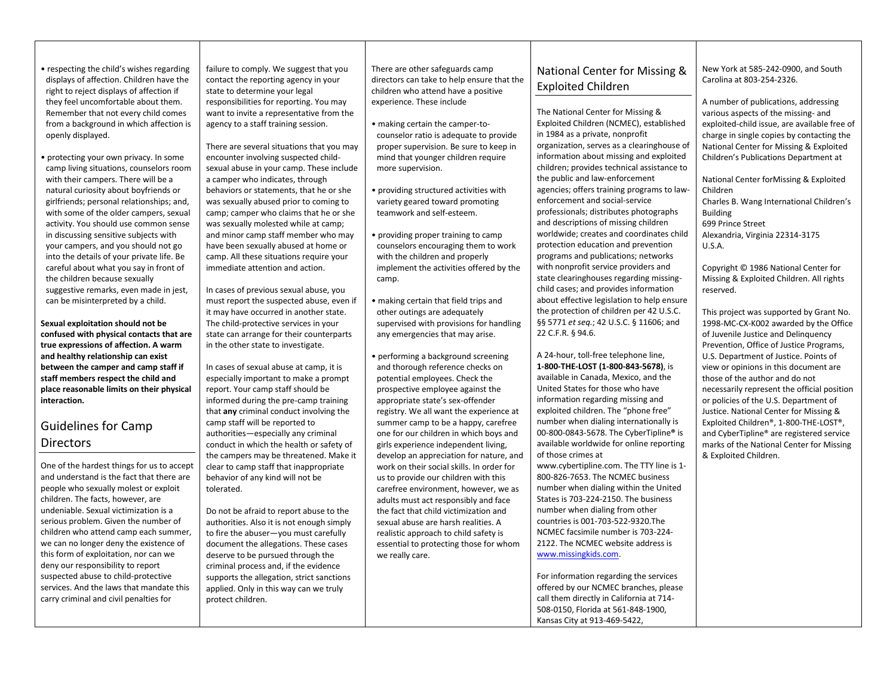- respecting the child's wishes regarding displays of affection. Children have the right to reject displays of affection if they feel uncomfortable about them. Remember that not every child comes from a background in which affection is openly displayed.

- protecting your own privacy. In some camp living situations, counselors room with their campers. There will be a natural curiosity about boyfriends or girlfriends; personal relationships; and, with some of the older campers, sexual activity. You should use common sense in discussing sensitive subjects with your campers, and you should not go into the details of your private life. Be careful about what you say in front of the children because sexually suggestive remarks, even made in jest, can be misinterpreted by a child.

**Sexual exploitation should not be confused with physical contacts that are true expressions of affection. A warm and healthy relationship can exist between the camper and camp staff if staff members respect the child and place reasonable limits on their physical interaction.**

## Guidelines for Camp Directors

One of the hardest things for us to accept and understand is the fact that there are people who sexually molest or exploit children. The facts, however, are undeniable. Sexual victimization is a serious problem. Given the number of children who attend camp each summer, we can no longer deny the existence of this form of exploitation, nor can we deny our responsibility to report suspected abuse to child-protective services. And the laws that mandate this carry criminal and civil penalties for failure to comply. We suggest that you contact the reporting agency in your state to determine your legal responsibilities for reporting. You may want to invite a representative from the agency to a staff training session.

There are several situations that you may encounter involving suspected child-sexual abuse in your camp. These include a camper who indicates, through behaviors or statements, that he or she was sexually abused prior to coming to camp; camper who claims that he or she was sexually molested while at camp; and minor camp staff member who may have been sexually abused at home or camp. All these situations require your immediate attention and action.

In cases of previous sexual abuse, you must report the suspected abuse, even if it may have occurred in another state. The child-protective services in your state can arrange for their counterparts in the other state to investigate.

In cases of sexual abuse at camp, it is especially important to make a prompt report. Your camp staff should be informed during the pre-camp training that **any** criminal conduct involving the camp staff will be reported to authorities—especially any criminal conduct in which the health or safety of the campers may be threatened. Make it clear to camp staff that inappropriate behavior of any kind will not be tolerated.

Do not be afraid to report abuse to the authorities. Also it is not enough simply to fire the abuser—you must carefully document the allegations. These cases deserve to be pursued through the criminal process and, if the evidence supports the allegation, strict sanctions applied. Only in this way can we truly protect children.

There are other safeguards camp directors can take to help ensure that the children who attend have a positive experience. These include

- making certain the camper-to-counselor ratio is adequate to provide proper supervision. Be sure to keep in mind that younger children require more supervision.

- providing structured activities with variety geared toward promoting teamwork and self-esteem.

- providing proper training to camp counselors encouraging them to work with the children and properly implement the activities offered by the camp.

- making certain that field trips and other outings are adequately supervised with provisions for handling any emergencies that may arise.

- performing a background screening and thorough reference checks on potential employees. Check the prospective employee against the appropriate state's sex-offender registry. We all want the experience at summer camp to be a happy, carefree one for our children in which boys and girls experience independent living, develop an appreciation for nature, and work on their social skills. In order for us to provide our children with this carefree environment, however, we as adults must act responsibly and face the fact that child victimization and sexual abuse are harsh realities. A realistic approach to child safety is essential to protecting those for whom we really care.

## National Center for Missing & Exploited Children

The National Center for Missing & Exploited Children (NCMEC), established in 1984 as a private, nonprofit organization, serves as a clearinghouse of information about missing and exploited children; provides technical assistance to the public and law-enforcement agencies; offers training programs to law-enforcement and social-service professionals; distributes photographs and descriptions of missing children worldwide; creates and coordinates child protection education and prevention programs and publications; networks with nonprofit service providers and state clearinghouses regarding missing-child cases; and provides information about effective legislation to help ensure the protection of children per 42 U.S.C. §§ 5771 *et seq.*; 42 U.S.C. § 11606; and 22 C.F.R. § 94.6.

A 24-hour, toll-free telephone line, **1-800-THE-LOST (1-800-843-5678)**, is available in Canada, Mexico, and the United States for those who have information regarding missing and exploited children. The "phone free" number when dialing internationally is 00-800-0843-5678. The CyberTipline® is available worldwide for online reporting of those crimes at www.cybertipline.com. The TTY line is 1-800-826-7653. The NCMEC business number when dialing within the United States is 703-224-2150. The business number when dialing from other countries is 001-703-522-9320.The NCMEC facsimile number is 703-224-2122. The NCMEC website address is [www.missingkids.com](http://www.missingkids.com).

For information regarding the services offered by our NCMEC branches, please call them directly in California at 714-508-0150, Florida at 561-848-1900, Kansas City at 913-469-5422, New York at 585-242-0900, and South Carolina at 803-254-2326.

A number of publications, addressing various aspects of the missing- and exploited-child issue, are available free of charge in single copies by contacting the National Center for Missing & Exploited Children's Publications Department at

National Center forMissing & Exploited Children
Charles B. Wang International Children's Building
699 Prince Street
Alexandria, Virginia 22314-3175
U.S.A.

Copyright © 1986 National Center for Missing & Exploited Children. All rights reserved.

This project was supported by Grant No. 1998-MC-CX-K002 awarded by the Office of Juvenile Justice and Delinquency Prevention, Office of Justice Programs, U.S. Department of Justice. Points of view or opinions in this document are those of the author and do not necessarily represent the official position or policies of the U.S. Department of Justice. National Center for Missing & Exploited Children®, 1-800-THE-LOST®, and CyberTipline® are registered service marks of the National Center for Missing & Exploited Children.